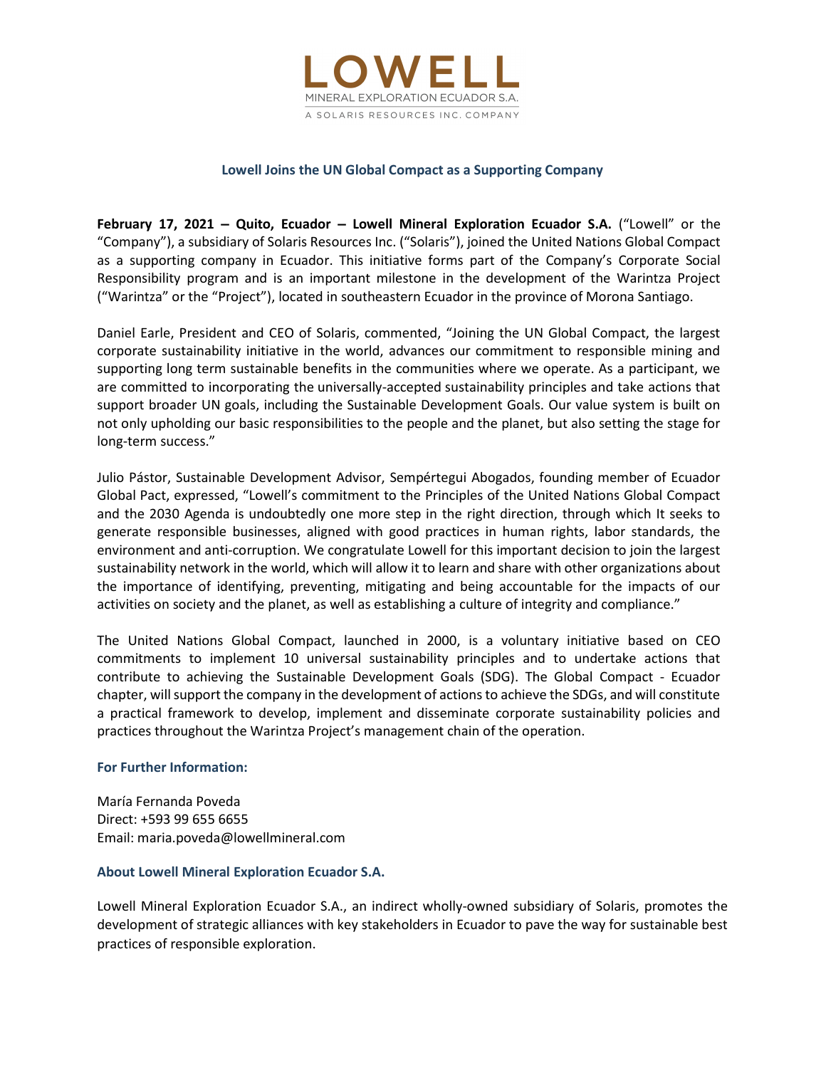LOWELL

MINERAL EXPLORATION ECUADOR S.A.

A SOLARIS RESOURCES INC. COMPANY

# Lowell Joins the UN Global Compact as a Supporting Company

**February 17, 2021 – Quito, Ecuador – Lowell Mineral Exploration Ecuador S.A.** ("Lowell" or the "Company"), a subsidiary of Solaris Resources Inc. ("Solaris"), joined the United Nations Global Compact as a supporting company in Ecuador. This initiative forms part of the Company's Corporate Social Responsibility program and is an important milestone in the development of the Warintza Project ("Warintza" or the "Project"), located in southeastern Ecuador in the province of Morona Santiago.

Daniel Earle, President and CEO of Solaris, commented, "Joining the UN Global Compact, the largest corporate sustainability initiative in the world, advances our commitment to responsible mining and supporting long term sustainable benefits in the communities where we operate. As a participant, we are committed to incorporating the universally-accepted sustainability principles and take actions that support broader UN goals, including the Sustainable Development Goals. Our value system is built on not only upholding our basic responsibilities to the people and the planet, but also setting the stage for long-term success."

Julio Pástor, Sustainable Development Advisor, Sempértegui Abogados, founding member of Ecuador Global Pact, expressed, "Lowell's commitment to the Principles of the United Nations Global Compact and the 2030 Agenda is undoubtedly one more step in the right direction, through which It seeks to generate responsible businesses, aligned with good practices in human rights, labor standards, the environment and anti-corruption. We congratulate Lowell for this important decision to join the largest sustainability network in the world, which will allow it to learn and share with other organizations about the importance of identifying, preventing, mitigating and being accountable for the impacts of our activities on society and the planet, as well as establishing a culture of integrity and compliance."

The United Nations Global Compact, launched in 2000, is a voluntary initiative based on CEO commitments to implement 10 universal sustainability principles and to undertake actions that contribute to achieving the Sustainable Development Goals (SDG). The Global Compact - Ecuador chapter, will support the company in the development of actions to achieve the SDGs, and will constitute a practical framework to develop, implement and disseminate corporate sustainability policies and practices throughout the Warintza Project's management chain of the operation.

## For Further Information:

María Fernanda Poveda
Direct: +593 99 655 6655
Email: maria.poveda@lowellmineral.com

## About Lowell Mineral Exploration Ecuador S.A.

Lowell Mineral Exploration Ecuador S.A., an indirect wholly-owned subsidiary of Solaris, promotes the development of strategic alliances with key stakeholders in Ecuador to pave the way for sustainable best practices of responsible exploration.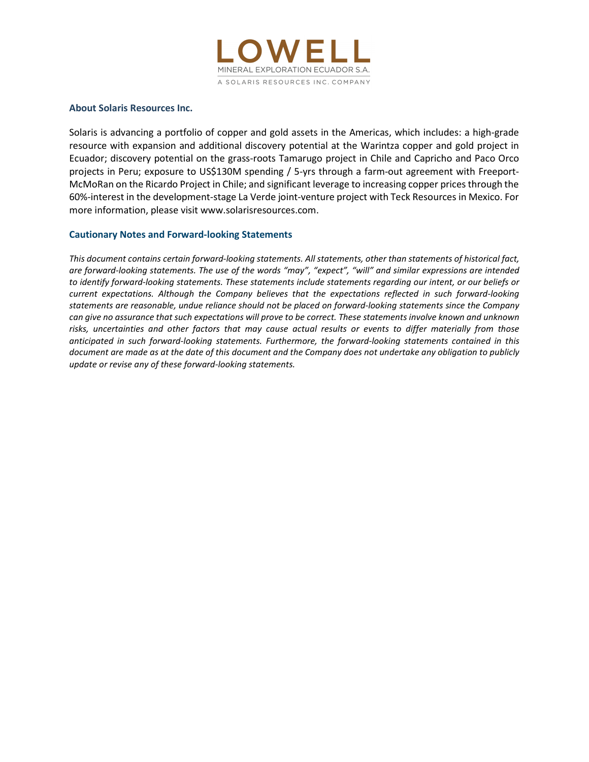## About Solaris Resources Inc.

Solaris is advancing a portfolio of copper and gold assets in the Americas, which includes: a high-grade resource with expansion and additional discovery potential at the Warintza copper and gold project in Ecuador; discovery potential on the grass-roots Tamarugo project in Chile and Capricho and Paco Orco projects in Peru; exposure to US$130M spending / 5-yrs through a farm-out agreement with Freeport-McMoRan on the Ricardo Project in Chile; and significant leverage to increasing copper prices through the 60%-interest in the development-stage La Verde joint-venture project with Teck Resources in Mexico. For more information, please visit www.solarisresources.com.

## Cautionary Notes and Forward-looking Statements

*This document contains certain forward-looking statements. All statements, other than statements of historical fact, are forward-looking statements. The use of the words "may", "expect", "will" and similar expressions are intended to identify forward-looking statements. These statements include statements regarding our intent, or our beliefs or current expectations. Although the Company believes that the expectations reflected in such forward-looking statements are reasonable, undue reliance should not be placed on forward-looking statements since the Company can give no assurance that such expectations will prove to be correct. These statements involve known and unknown risks, uncertainties and other factors that may cause actual results or events to differ materially from those anticipated in such forward-looking statements. Furthermore, the forward-looking statements contained in this document are made as at the date of this document and the Company does not undertake any obligation to publicly update or revise any of these forward-looking statements.*